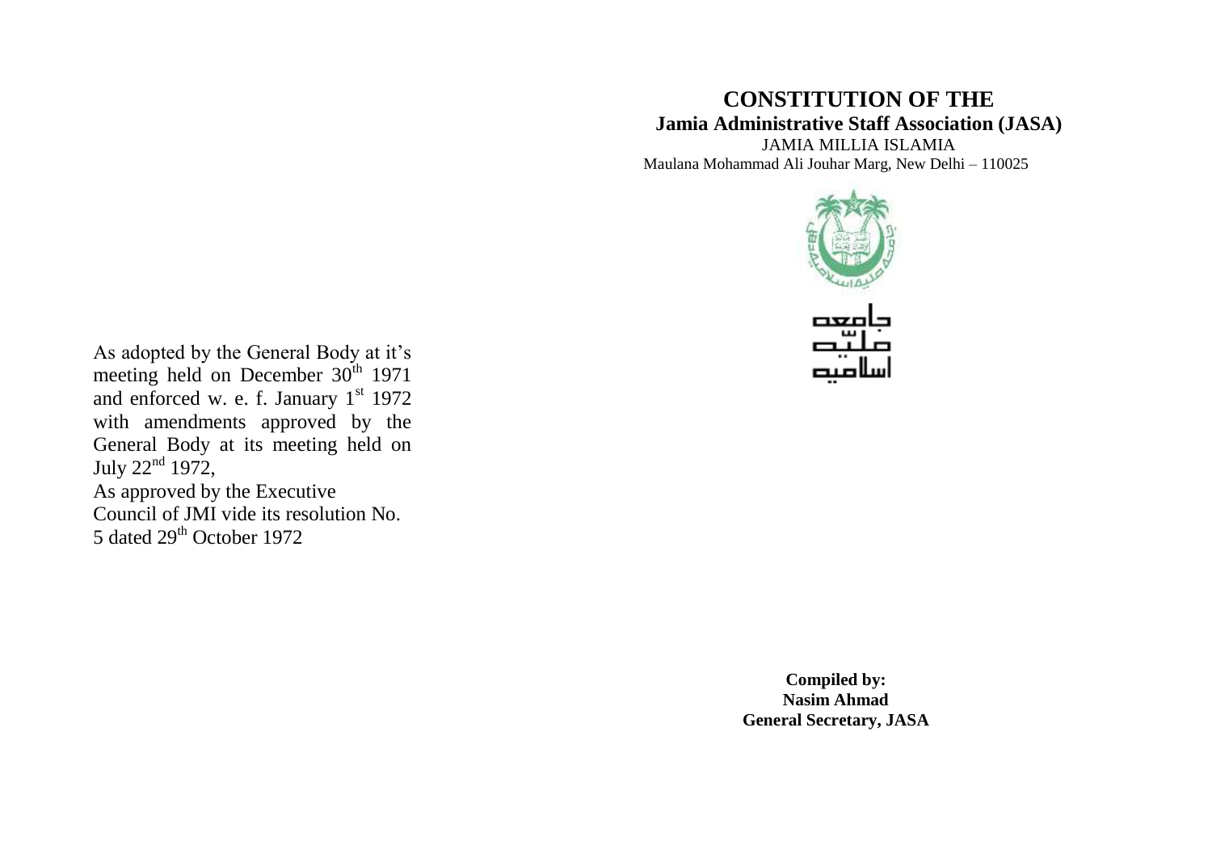# CONSTITUTION OF THE

## Jamia Administrative Staff Association (JASA)

JAMIA MILLIA ISLAMIA

Maulana Mohammad Ali Jouhar Marg, New Delhi – 110025

جامعہ
ملیّہ
اسلامیہ

As adopted by the General Body at it's meeting held on December 30th 1971 and enforced w. e. f. January 1st 1972 with amendments approved by the General Body at its meeting held on July 22nd 1972,

As approved by the Executive Council of JMI vide its resolution No. 5 dated 29th October 1972

**Compiled by:**
**Nasim Ahmad**
**General Secretary, JASA**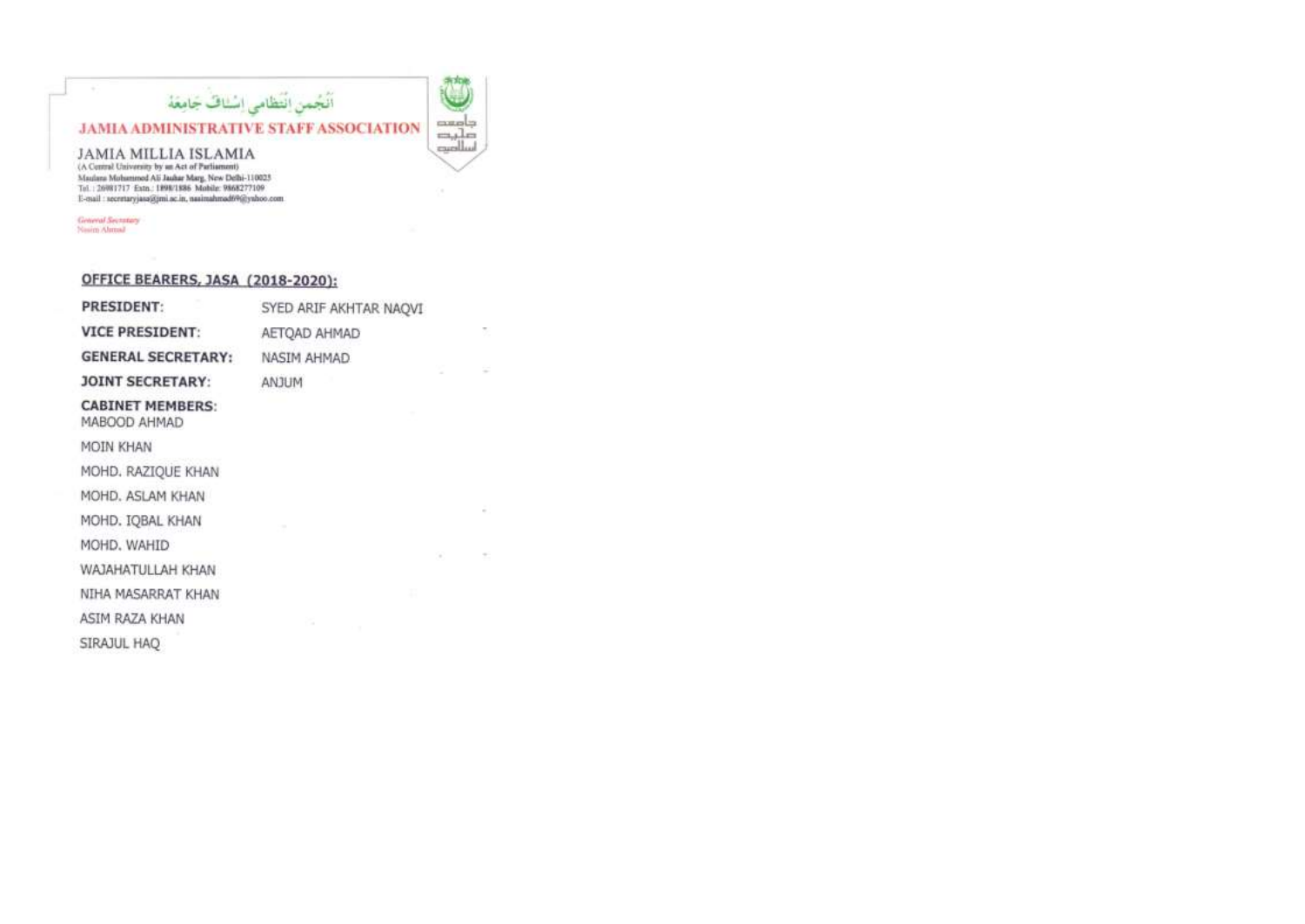انجمن انتظامی اسٹاف جامعہ

**JAMIA ADMINISTRATIVE STAFF ASSOCIATION**

JAMIA MILLIA ISLAMIA
(A Central University by an Act of Parliament)
Maulana Mohammed Ali Jauhar Marg, New Delhi-110025
Tel.: 26981717 Extn.: 1898/1886 Mobile: 9868277109
E-mail : secretaryjasa@jmi.ac.in, nasimahmad69@yahoo.com

*General Secretary*
Nasim Ahmad

**OFFICE BEARERS, JASA (2018-2020):**

| | |
|---|---|
| **PRESIDENT:** | SYED ARIF AKHTAR NAQVI |
| **VICE PRESIDENT:** | AETQAD AHMAD |
| **GENERAL SECRETARY:** | NASIM AHMAD |
| **JOINT SECRETARY:** | ANJUM |

**CABINET MEMBERS:**

MABOOD AHMAD

MOIN KHAN

MOHD. RAZIQUE KHAN

MOHD. ASLAM KHAN

MOHD. IQBAL KHAN

MOHD. WAHID

WAJAHATULLAH KHAN

NIHA MASARRAT KHAN

ASIM RAZA KHAN

SIRAJUL HAQ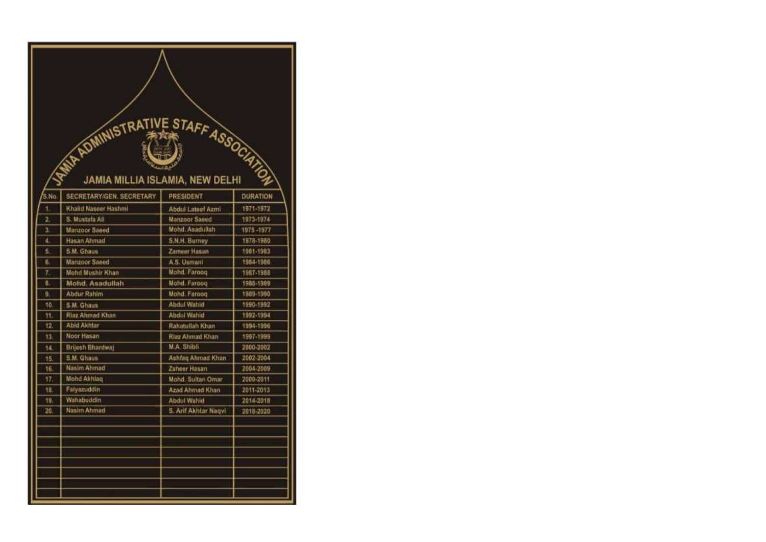# JAMIA ADMINISTRATIVE STAFF ASSOCIATION

## JAMIA MILLIA ISLAMIA, NEW DELHI

| S.No. | SECRETARY/GEN. SECRETARY | PRESIDENT | DURATION |
|---|---|---|---|
| 1. | Khalid Naseer Hashmi | Abdul Lateef Azmi | 1971-1972 |
| 2. | S. Mustafa Ali | Manzoor Saeed | 1973-1974 |
| 3. | Manzoor Saeed | Mohd. Asadullah | 1975 -1977 |
| 4. | Hasan Ahmad | S.N.H. Burney | 1978-1980 |
| 5. | S.M. Ghaus | Zameer Hasan | 1981-1983 |
| 6. | Manzoor Saeed | A.S. Usmani | 1984-1986 |
| 7. | Mohd Mushir Khan | Mohd. Farooq | 1987-1988 |
| 8. | Mohd. Asadullah | Mohd. Farooq | 1988-1989 |
| 9. | Abdur Rahim | Mohd. Farooq | 1989-1990 |
| 10. | S.M. Ghaus | Abdul Wahid | 1990-1992 |
| 11. | Riaz Ahmad Khan | Abdul Wahid | 1992-1994 |
| 12. | Abid Akhtar | Rahatullah Khan | 1994-1996 |
| 13. | Noor Hasan | Riaz Ahmad Khan | 1997-1999 |
| 14. | Brijesh Bhardwaj | M.A. Shibli | 2000-2002 |
| 15. | S.M. Ghaus | Ashfaq Ahmad Khan | 2002-2004 |
| 16. | Nasim Ahmad | Zaheer Hasan | 2004-2009 |
| 17. | Mohd Akhlaq | Mohd. Sultan Omar | 2009-2011 |
| 18. | Faiyazuddin | Azad Ahmad Khan | 2011-2013 |
| 19. | Wahabuddin | Abdul Wahid | 2014-2018 |
| 20. | Nasim Ahmad | S. Arif Akhtar Naqvi | 2018-2020 |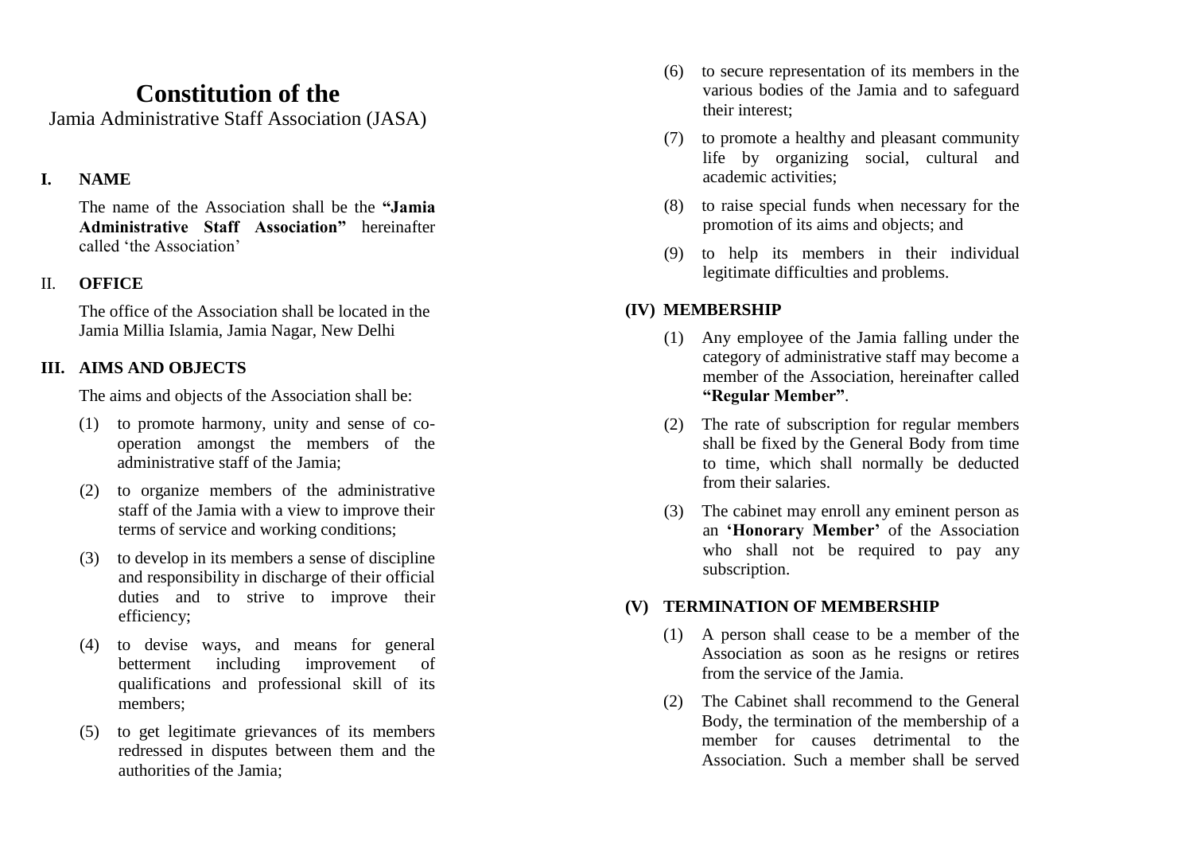# Constitution of the

Jamia Administrative Staff Association (JASA)

## I. NAME

The name of the Association shall be the **"Jamia Administrative Staff Association"** hereinafter called 'the Association'

## II. OFFICE

The office of the Association shall be located in the Jamia Millia Islamia, Jamia Nagar, New Delhi

## III. AIMS AND OBJECTS

The aims and objects of the Association shall be:

(1) to promote harmony, unity and sense of co-operation amongst the members of the administrative staff of the Jamia;

(2) to organize members of the administrative staff of the Jamia with a view to improve their terms of service and working conditions;

(3) to develop in its members a sense of discipline and responsibility in discharge of their official duties and to strive to improve their efficiency;

(4) to devise ways, and means for general betterment including improvement of qualifications and professional skill of its members;

(5) to get legitimate grievances of its members redressed in disputes between them and the authorities of the Jamia;

(6) to secure representation of its members in the various bodies of the Jamia and to safeguard their interest;

(7) to promote a healthy and pleasant community life by organizing social, cultural and academic activities;

(8) to raise special funds when necessary for the promotion of its aims and objects; and

(9) to help its members in their individual legitimate difficulties and problems.

## (IV) MEMBERSHIP

(1) Any employee of the Jamia falling under the category of administrative staff may become a member of the Association, hereinafter called **"Regular Member"**.

(2) The rate of subscription for regular members shall be fixed by the General Body from time to time, which shall normally be deducted from their salaries.

(3) The cabinet may enroll any eminent person as an **'Honorary Member'** of the Association who shall not be required to pay any subscription.

## (V) TERMINATION OF MEMBERSHIP

(1) A person shall cease to be a member of the Association as soon as he resigns or retires from the service of the Jamia.

(2) The Cabinet shall recommend to the General Body, the termination of the membership of a member for causes detrimental to the Association. Such a member shall be served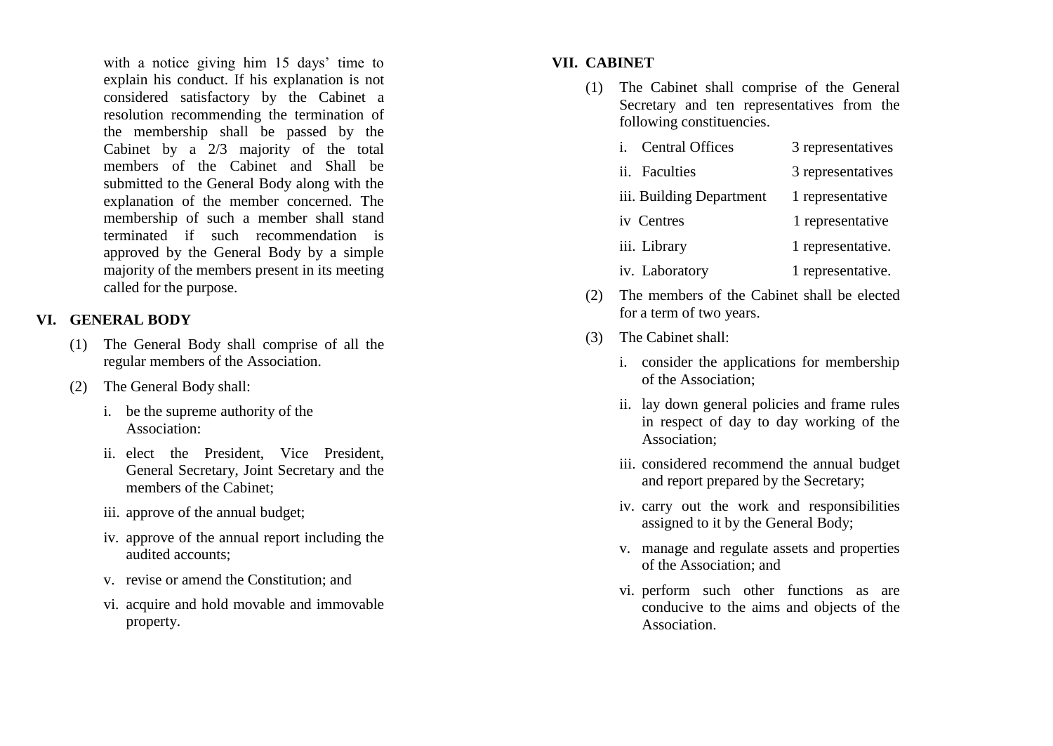with a notice giving him 15 days' time to explain his conduct. If his explanation is not considered satisfactory by the Cabinet a resolution recommending the termination of the membership shall be passed by the Cabinet by a 2/3 majority of the total members of the Cabinet and Shall be submitted to the General Body along with the explanation of the member concerned. The membership of such a member shall stand terminated if such recommendation is approved by the General Body by a simple majority of the members present in its meeting called for the purpose.

## VI. GENERAL BODY

(1) The General Body shall comprise of all the regular members of the Association.

(2) The General Body shall:

i. be the supreme authority of the Association:

ii. elect the President, Vice President, General Secretary, Joint Secretary and the members of the Cabinet;

iii. approve of the annual budget;

iv. approve of the annual report including the audited accounts;

v. revise or amend the Constitution; and

vi. acquire and hold movable and immovable property.

## VII. CABINET

(1) The Cabinet shall comprise of the General Secretary and ten representatives from the following constituencies.

| | |
|---|---|
| i. Central Offices | 3 representatives |
| ii. Faculties | 3 representatives |
| iii. Building Department | 1 representative |
| iv Centres | 1 representative |
| iii. Library | 1 representative. |
| iv. Laboratory | 1 representative. |

(2) The members of the Cabinet shall be elected for a term of two years.

(3) The Cabinet shall:

i. consider the applications for membership of the Association;

ii. lay down general policies and frame rules in respect of day to day working of the Association;

iii. considered recommend the annual budget and report prepared by the Secretary;

iv. carry out the work and responsibilities assigned to it by the General Body;

v. manage and regulate assets and properties of the Association; and

vi. perform such other functions as are conducive to the aims and objects of the Association.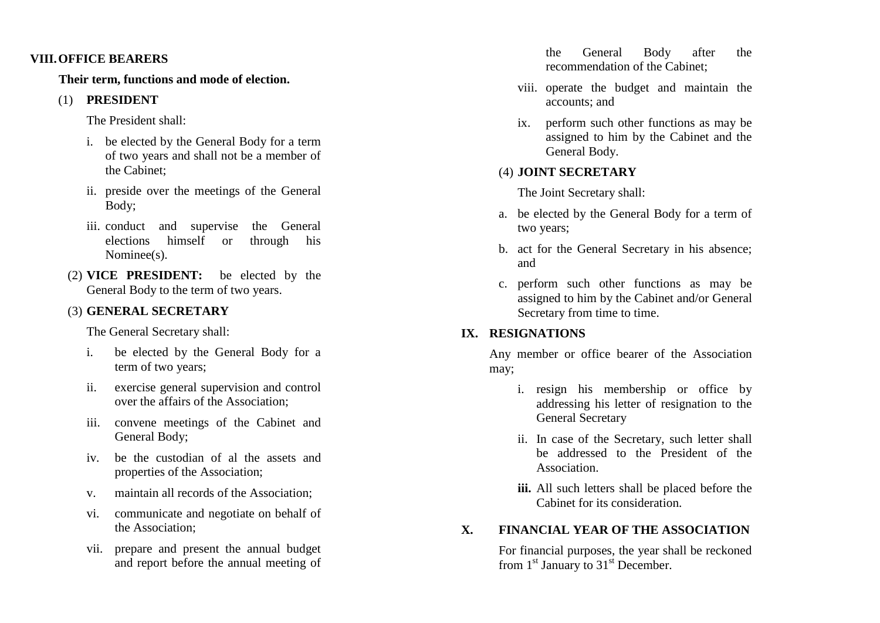## VIII. OFFICE BEARERS

**Their term, functions and mode of election.**

(1) **PRESIDENT**

The President shall:

i. be elected by the General Body for a term of two years and shall not be a member of the Cabinet;

ii. preside over the meetings of the General Body;

iii. conduct and supervise the General elections himself or through his Nominee(s).

(2) **VICE PRESIDENT:** be elected by the General Body to the term of two years.

(3) **GENERAL SECRETARY**

The General Secretary shall:

i. be elected by the General Body for a term of two years;

ii. exercise general supervision and control over the affairs of the Association;

iii. convene meetings of the Cabinet and General Body;

iv. be the custodian of al the assets and properties of the Association;

v. maintain all records of the Association;

vi. communicate and negotiate on behalf of the Association;

vii. prepare and present the annual budget and report before the annual meeting of the General Body after the recommendation of the Cabinet;

viii. operate the budget and maintain the accounts; and

ix. perform such other functions as may be assigned to him by the Cabinet and the General Body.

(4) **JOINT SECRETARY**

The Joint Secretary shall:

a. be elected by the General Body for a term of two years;

b. act for the General Secretary in his absence; and

c. perform such other functions as may be assigned to him by the Cabinet and/or General Secretary from time to time.

## IX. RESIGNATIONS

Any member or office bearer of the Association may;

i. resign his membership or office by addressing his letter of resignation to the General Secretary

ii. In case of the Secretary, such letter shall be addressed to the President of the Association.

**iii.** All such letters shall be placed before the Cabinet for its consideration.

## X. FINANCIAL YEAR OF THE ASSOCIATION

For financial purposes, the year shall be reckoned from 1st January to 31st December.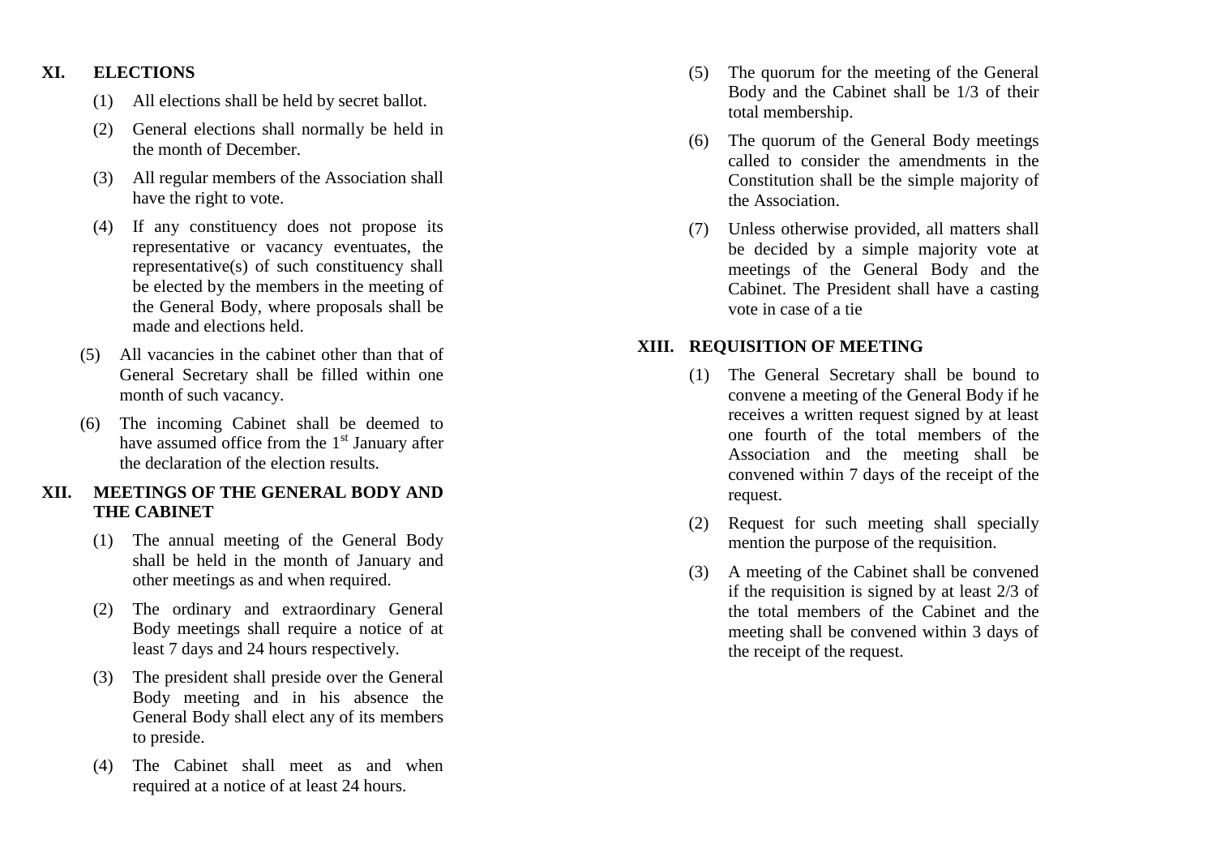## XI. ELECTIONS

(1) All elections shall be held by secret ballot.

(2) General elections shall normally be held in the month of December.

(3) All regular members of the Association shall have the right to vote.

(4) If any constituency does not propose its representative or vacancy eventuates, the representative(s) of such constituency shall be elected by the members in the meeting of the General Body, where proposals shall be made and elections held.

(5) All vacancies in the cabinet other than that of General Secretary shall be filled within one month of such vacancy.

(6) The incoming Cabinet shall be deemed to have assumed office from the 1st January after the declaration of the election results.

## XII. MEETINGS OF THE GENERAL BODY AND THE CABINET

(1) The annual meeting of the General Body shall be held in the month of January and other meetings as and when required.

(2) The ordinary and extraordinary General Body meetings shall require a notice of at least 7 days and 24 hours respectively.

(3) The president shall preside over the General Body meeting and in his absence the General Body shall elect any of its members to preside.

(4) The Cabinet shall meet as and when required at a notice of at least 24 hours.

(5) The quorum for the meeting of the General Body and the Cabinet shall be 1/3 of their total membership.

(6) The quorum of the General Body meetings called to consider the amendments in the Constitution shall be the simple majority of the Association.

(7) Unless otherwise provided, all matters shall be decided by a simple majority vote at meetings of the General Body and the Cabinet. The President shall have a casting vote in case of a tie

## XIII. REQUISITION OF MEETING

(1) The General Secretary shall be bound to convene a meeting of the General Body if he receives a written request signed by at least one fourth of the total members of the Association and the meeting shall be convened within 7 days of the receipt of the request.

(2) Request for such meeting shall specially mention the purpose of the requisition.

(3) A meeting of the Cabinet shall be convened if the requisition is signed by at least 2/3 of the total members of the Cabinet and the meeting shall be convened within 3 days of the receipt of the request.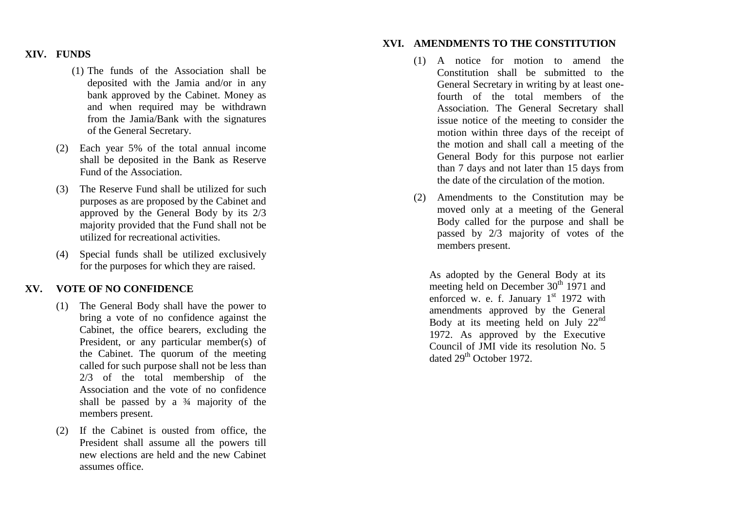## XIV. FUNDS

(1) The funds of the Association shall be deposited with the Jamia and/or in any bank approved by the Cabinet. Money as and when required may be withdrawn from the Jamia/Bank with the signatures of the General Secretary.

(2) Each year 5% of the total annual income shall be deposited in the Bank as Reserve Fund of the Association.

(3) The Reserve Fund shall be utilized for such purposes as are proposed by the Cabinet and approved by the General Body by its 2/3 majority provided that the Fund shall not be utilized for recreational activities.

(4) Special funds shall be utilized exclusively for the purposes for which they are raised.

## XV. VOTE OF NO CONFIDENCE

(1) The General Body shall have the power to bring a vote of no confidence against the Cabinet, the office bearers, excluding the President, or any particular member(s) of the Cabinet. The quorum of the meeting called for such purpose shall not be less than 2/3 of the total membership of the Association and the vote of no confidence shall be passed by a ¾ majority of the members present.

(2) If the Cabinet is ousted from office, the President shall assume all the powers till new elections are held and the new Cabinet assumes office.

## XVI. AMENDMENTS TO THE CONSTITUTION

(1) A notice for motion to amend the Constitution shall be submitted to the General Secretary in writing by at least one-fourth of the total members of the Association. The General Secretary shall issue notice of the meeting to consider the motion within three days of the receipt of the motion and shall call a meeting of the General Body for this purpose not earlier than 7 days and not later than 15 days from the date of the circulation of the motion.

(2) Amendments to the Constitution may be moved only at a meeting of the General Body called for the purpose and shall be passed by 2/3 majority of votes of the members present.

As adopted by the General Body at its meeting held on December 30th 1971 and enforced w. e. f. January 1st 1972 with amendments approved by the General Body at its meeting held on July 22nd 1972. As approved by the Executive Council of JMI vide its resolution No. 5 dated 29th October 1972.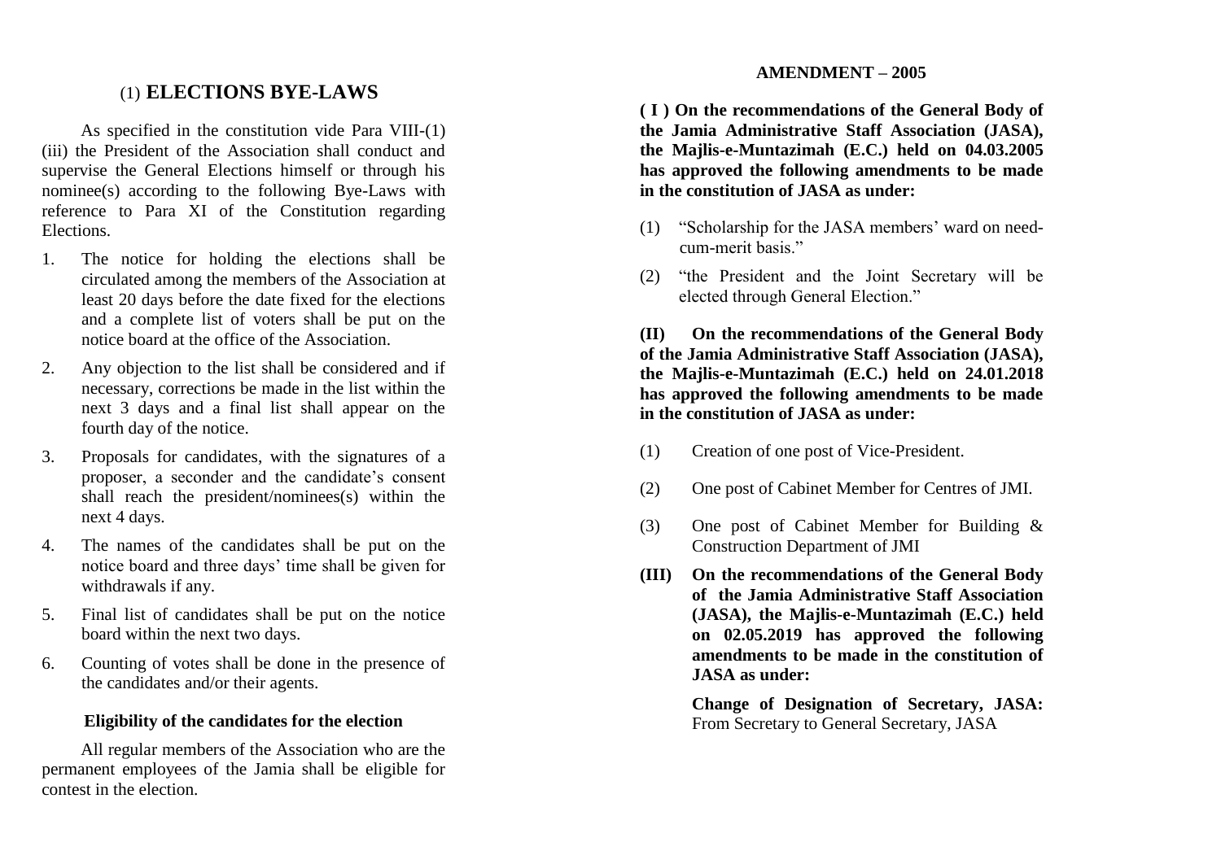## (1) ELECTIONS BYE-LAWS

As specified in the constitution vide Para VIII-(1) (iii) the President of the Association shall conduct and supervise the General Elections himself or through his nominee(s) according to the following Bye-Laws with reference to Para XI of the Constitution regarding Elections.

1. The notice for holding the elections shall be circulated among the members of the Association at least 20 days before the date fixed for the elections and a complete list of voters shall be put on the notice board at the office of the Association.
2. Any objection to the list shall be considered and if necessary, corrections be made in the list within the next 3 days and a final list shall appear on the fourth day of the notice.
3. Proposals for candidates, with the signatures of a proposer, a seconder and the candidate's consent shall reach the president/nominees(s) within the next 4 days.
4. The names of the candidates shall be put on the notice board and three days' time shall be given for withdrawals if any.
5. Final list of candidates shall be put on the notice board within the next two days.
6. Counting of votes shall be done in the presence of the candidates and/or their agents.

### Eligibility of the candidates for the election

All regular members of the Association who are the permanent employees of the Jamia shall be eligible for contest in the election.

### AMENDMENT – 2005

**( I ) On the recommendations of the General Body of the Jamia Administrative Staff Association (JASA), the Majlis-e-Muntazimah (E.C.) held on 04.03.2005 has approved the following amendments to be made in the constitution of JASA as under:**

(1) "Scholarship for the JASA members' ward on need-cum-merit basis."

(2) "the President and the Joint Secretary will be elected through General Election."

**(II) On the recommendations of the General Body of the Jamia Administrative Staff Association (JASA), the Majlis-e-Muntazimah (E.C.) held on 24.01.2018 has approved the following amendments to be made in the constitution of JASA as under:**

(1) Creation of one post of Vice-President.

(2) One post of Cabinet Member for Centres of JMI.

(3) One post of Cabinet Member for Building & Construction Department of JMI

**(III) On the recommendations of the General Body of the Jamia Administrative Staff Association (JASA), the Majlis-e-Muntazimah (E.C.) held on 02.05.2019 has approved the following amendments to be made in the constitution of JASA as under:**

**Change of Designation of Secretary, JASA:** From Secretary to General Secretary, JASA